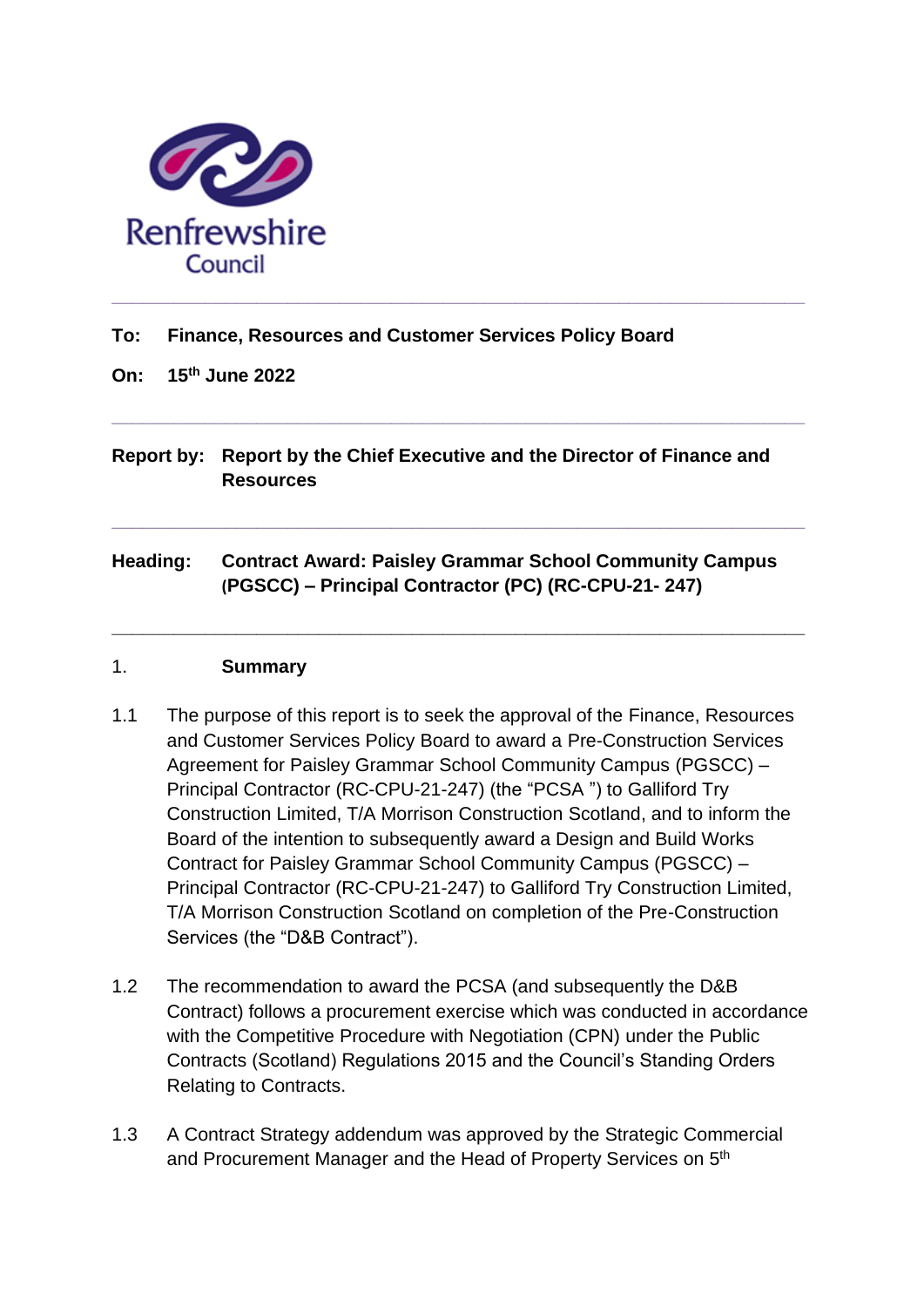Renfrewshire Council

---

**To:** **Finance, Resources and Customer Services Policy Board**

**On:** **15th June 2022**

---

**Report by:** **Report by the Chief Executive and the Director of Finance and Resources**

---

**Heading:** **Contract Award: Paisley Grammar School Community Campus (PGSCC) – Principal Contractor (PC) (RC-CPU-21- 247)**

---

## 1. Summary

1.1 The purpose of this report is to seek the approval of the Finance, Resources and Customer Services Policy Board to award a Pre-Construction Services Agreement for Paisley Grammar School Community Campus (PGSCC) – Principal Contractor (RC-CPU-21-247) (the "PCSA ") to Galliford Try Construction Limited, T/A Morrison Construction Scotland, and to inform the Board of the intention to subsequently award a Design and Build Works Contract for Paisley Grammar School Community Campus (PGSCC) – Principal Contractor (RC-CPU-21-247) to Galliford Try Construction Limited, T/A Morrison Construction Scotland on completion of the Pre-Construction Services (the "D&B Contract").

1.2 The recommendation to award the PCSA (and subsequently the D&B Contract) follows a procurement exercise which was conducted in accordance with the Competitive Procedure with Negotiation (CPN) under the Public Contracts (Scotland) Regulations 2015 and the Council's Standing Orders Relating to Contracts.

1.3 A Contract Strategy addendum was approved by the Strategic Commercial and Procurement Manager and the Head of Property Services on 5th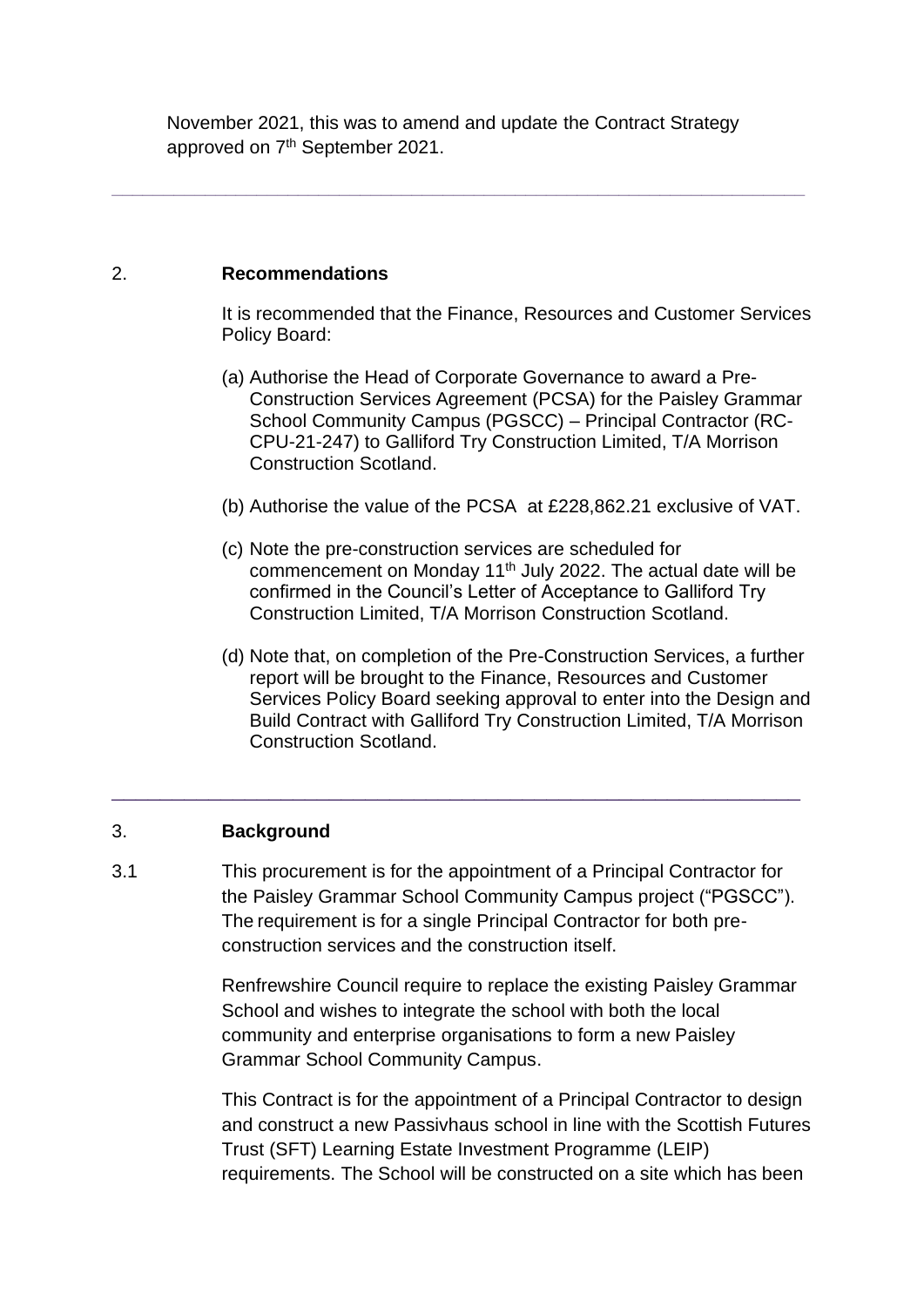November 2021, this was to amend and update the Contract Strategy approved on 7th September 2021.

---

## 2. Recommendations

It is recommended that the Finance, Resources and Customer Services Policy Board:

(a) Authorise the Head of Corporate Governance to award a Pre-Construction Services Agreement (PCSA) for the Paisley Grammar School Community Campus (PGSCC) – Principal Contractor (RC-CPU-21-247) to Galliford Try Construction Limited, T/A Morrison Construction Scotland.

(b) Authorise the value of the PCSA at £228,862.21 exclusive of VAT.

(c) Note the pre-construction services are scheduled for commencement on Monday 11th July 2022. The actual date will be confirmed in the Council's Letter of Acceptance to Galliford Try Construction Limited, T/A Morrison Construction Scotland.

(d) Note that, on completion of the Pre-Construction Services, a further report will be brought to the Finance, Resources and Customer Services Policy Board seeking approval to enter into the Design and Build Contract with Galliford Try Construction Limited, T/A Morrison Construction Scotland.

---

## 3. Background

3.1 This procurement is for the appointment of a Principal Contractor for the Paisley Grammar School Community Campus project ("PGSCC"). The requirement is for a single Principal Contractor for both pre-construction services and the construction itself.

Renfrewshire Council require to replace the existing Paisley Grammar School and wishes to integrate the school with both the local community and enterprise organisations to form a new Paisley Grammar School Community Campus.

This Contract is for the appointment of a Principal Contractor to design and construct a new Passivhaus school in line with the Scottish Futures Trust (SFT) Learning Estate Investment Programme (LEIP) requirements. The School will be constructed on a site which has been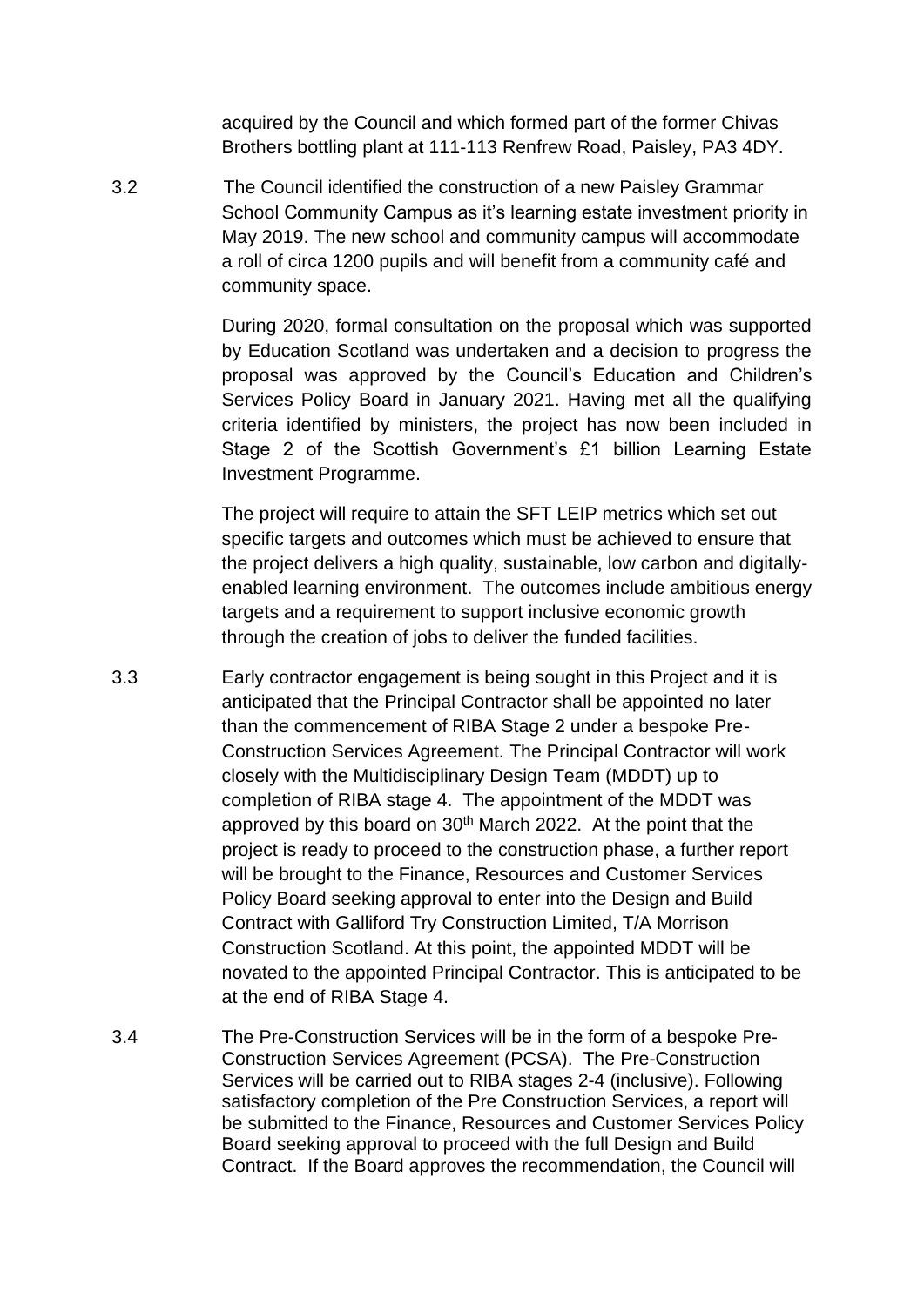acquired by the Council and which formed part of the former Chivas Brothers bottling plant at 111-113 Renfrew Road, Paisley, PA3 4DY.

3.2 The Council identified the construction of a new Paisley Grammar School Community Campus as it's learning estate investment priority in May 2019. The new school and community campus will accommodate a roll of circa 1200 pupils and will benefit from a community café and community space.

During 2020, formal consultation on the proposal which was supported by Education Scotland was undertaken and a decision to progress the proposal was approved by the Council's Education and Children's Services Policy Board in January 2021. Having met all the qualifying criteria identified by ministers, the project has now been included in Stage 2 of the Scottish Government's £1 billion Learning Estate Investment Programme.

The project will require to attain the SFT LEIP metrics which set out specific targets and outcomes which must be achieved to ensure that the project delivers a high quality, sustainable, low carbon and digitally-enabled learning environment. The outcomes include ambitious energy targets and a requirement to support inclusive economic growth through the creation of jobs to deliver the funded facilities.

3.3 Early contractor engagement is being sought in this Project and it is anticipated that the Principal Contractor shall be appointed no later than the commencement of RIBA Stage 2 under a bespoke Pre-Construction Services Agreement. The Principal Contractor will work closely with the Multidisciplinary Design Team (MDDT) up to completion of RIBA stage 4. The appointment of the MDDT was approved by this board on 30th March 2022. At the point that the project is ready to proceed to the construction phase, a further report will be brought to the Finance, Resources and Customer Services Policy Board seeking approval to enter into the Design and Build Contract with Galliford Try Construction Limited, T/A Morrison Construction Scotland. At this point, the appointed MDDT will be novated to the appointed Principal Contractor. This is anticipated to be at the end of RIBA Stage 4.

3.4 The Pre-Construction Services will be in the form of a bespoke Pre-Construction Services Agreement (PCSA). The Pre-Construction Services will be carried out to RIBA stages 2-4 (inclusive). Following satisfactory completion of the Pre Construction Services, a report will be submitted to the Finance, Resources and Customer Services Policy Board seeking approval to proceed with the full Design and Build Contract. If the Board approves the recommendation, the Council will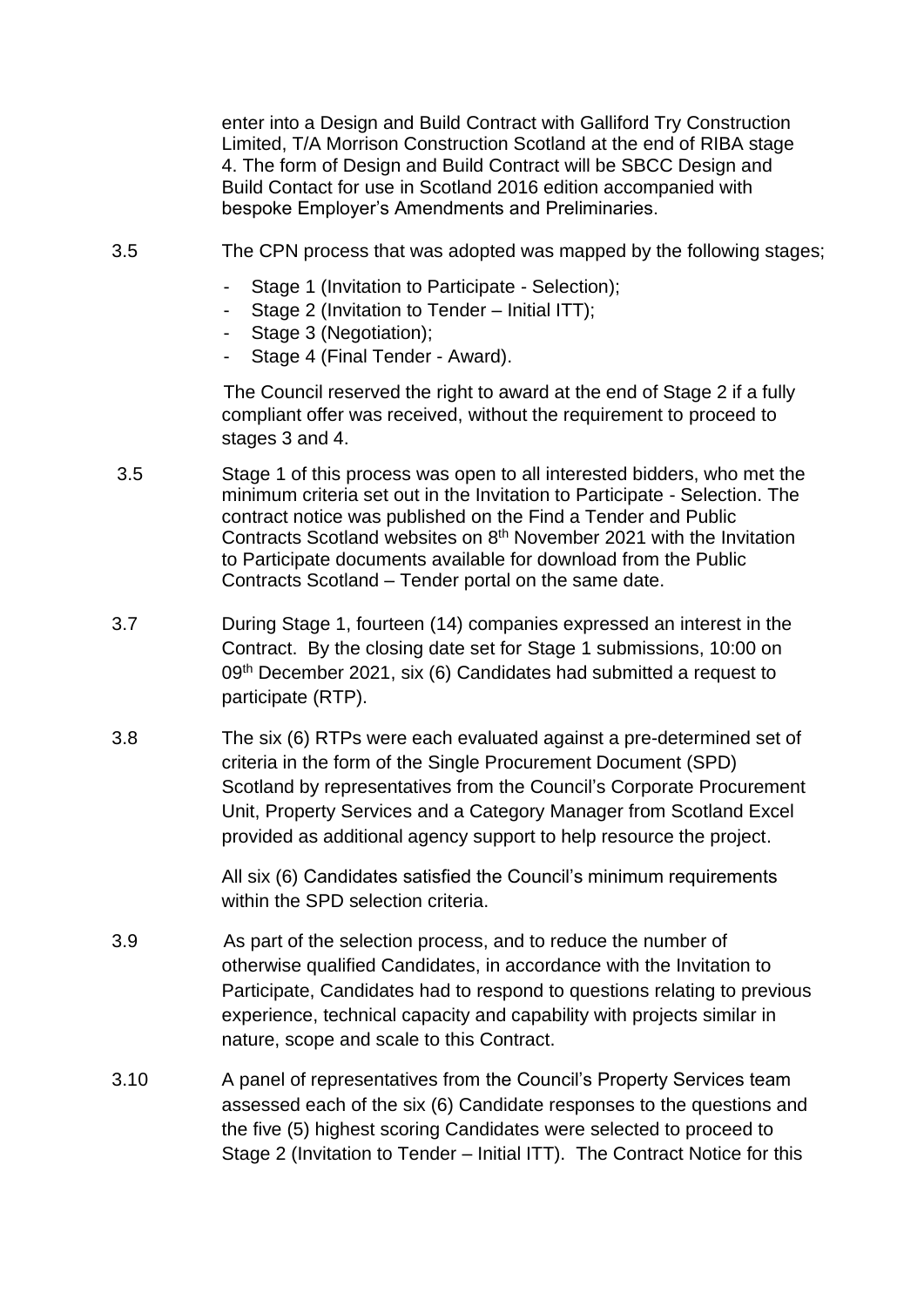enter into a Design and Build Contract with Galliford Try Construction Limited, T/A Morrison Construction Scotland at the end of RIBA stage 4. The form of Design and Build Contract will be SBCC Design and Build Contact for use in Scotland 2016 edition accompanied with bespoke Employer's Amendments and Preliminaries.

3.5 The CPN process that was adopted was mapped by the following stages;

- Stage 1 (Invitation to Participate - Selection);
- Stage 2 (Invitation to Tender – Initial ITT);
- Stage 3 (Negotiation);
- Stage 4 (Final Tender - Award).

The Council reserved the right to award at the end of Stage 2 if a fully compliant offer was received, without the requirement to proceed to stages 3 and 4.

3.5 Stage 1 of this process was open to all interested bidders, who met the minimum criteria set out in the Invitation to Participate - Selection. The contract notice was published on the Find a Tender and Public Contracts Scotland websites on 8th November 2021 with the Invitation to Participate documents available for download from the Public Contracts Scotland – Tender portal on the same date.

3.7 During Stage 1, fourteen (14) companies expressed an interest in the Contract. By the closing date set for Stage 1 submissions, 10:00 on 09th December 2021, six (6) Candidates had submitted a request to participate (RTP).

3.8 The six (6) RTPs were each evaluated against a pre-determined set of criteria in the form of the Single Procurement Document (SPD) Scotland by representatives from the Council's Corporate Procurement Unit, Property Services and a Category Manager from Scotland Excel provided as additional agency support to help resource the project.

All six (6) Candidates satisfied the Council's minimum requirements within the SPD selection criteria.

3.9 As part of the selection process, and to reduce the number of otherwise qualified Candidates, in accordance with the Invitation to Participate, Candidates had to respond to questions relating to previous experience, technical capacity and capability with projects similar in nature, scope and scale to this Contract.

3.10 A panel of representatives from the Council's Property Services team assessed each of the six (6) Candidate responses to the questions and the five (5) highest scoring Candidates were selected to proceed to Stage 2 (Invitation to Tender – Initial ITT). The Contract Notice for this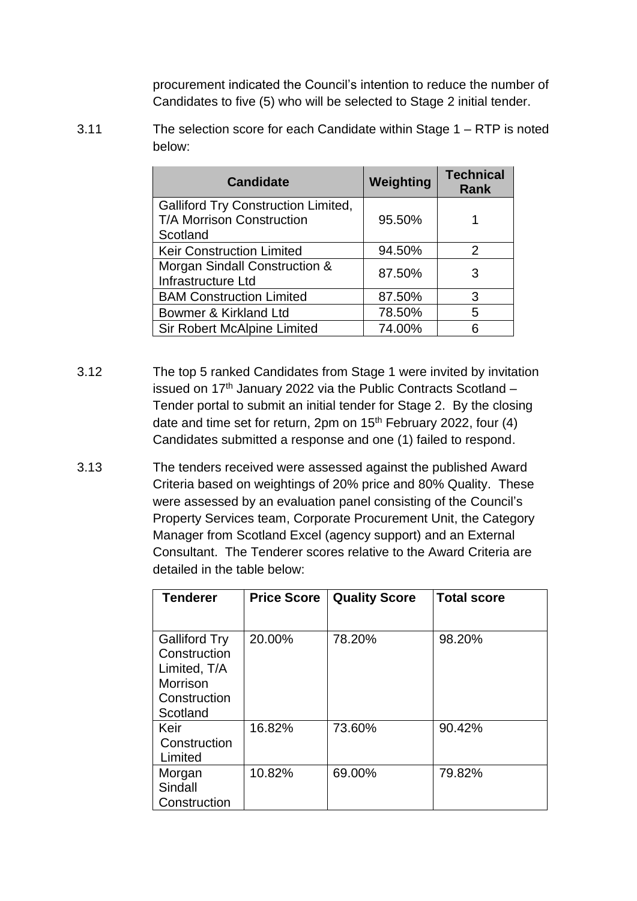procurement indicated the Council's intention to reduce the number of Candidates to five (5) who will be selected to Stage 2 initial tender.

3.11 The selection score for each Candidate within Stage 1 – RTP is noted below:

| Candidate | Weighting | Technical Rank |
|---|---|---|
| Galliford Try Construction Limited, T/A Morrison Construction Scotland | 95.50% | 1 |
| Keir Construction Limited | 94.50% | 2 |
| Morgan Sindall Construction & Infrastructure Ltd | 87.50% | 3 |
| BAM Construction Limited | 87.50% | 3 |
| Bowmer & Kirkland Ltd | 78.50% | 5 |
| Sir Robert McAlpine Limited | 74.00% | 6 |

3.12 The top 5 ranked Candidates from Stage 1 were invited by invitation issued on 17th January 2022 via the Public Contracts Scotland – Tender portal to submit an initial tender for Stage 2. By the closing date and time set for return, 2pm on 15th February 2022, four (4) Candidates submitted a response and one (1) failed to respond.

3.13 The tenders received were assessed against the published Award Criteria based on weightings of 20% price and 80% Quality. These were assessed by an evaluation panel consisting of the Council's Property Services team, Corporate Procurement Unit, the Category Manager from Scotland Excel (agency support) and an External Consultant. The Tenderer scores relative to the Award Criteria are detailed in the table below:

| Tenderer | Price Score | Quality Score | Total score |
|---|---|---|---|
| Galliford Try Construction Limited, T/A Morrison Construction Scotland | 20.00% | 78.20% | 98.20% |
| Keir Construction Limited | 16.82% | 73.60% | 90.42% |
| Morgan Sindall Construction | 10.82% | 69.00% | 79.82% |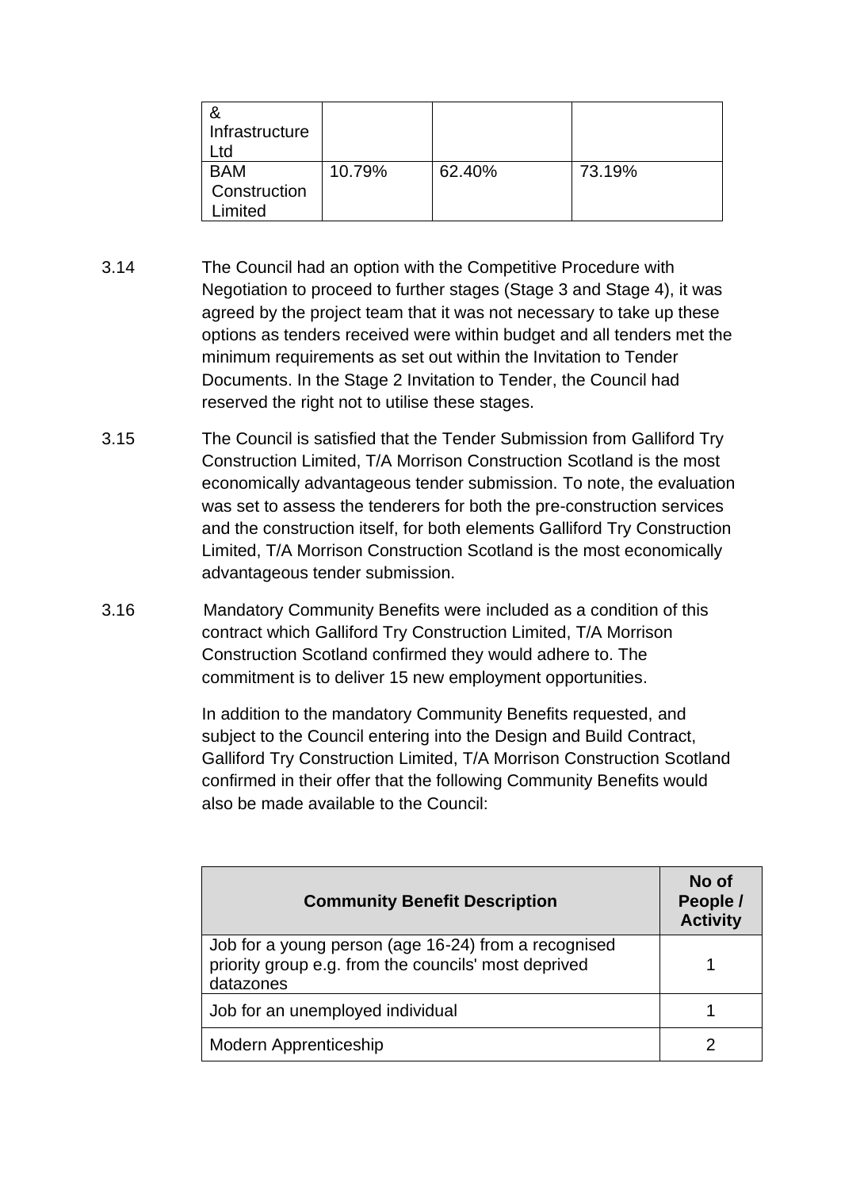| & Infrastructure Ltd | | | |
|---|---|---|---|
| BAM Construction Limited | 10.79% | 62.40% | 73.19% |

3.14 The Council had an option with the Competitive Procedure with Negotiation to proceed to further stages (Stage 3 and Stage 4), it was agreed by the project team that it was not necessary to take up these options as tenders received were within budget and all tenders met the minimum requirements as set out within the Invitation to Tender Documents. In the Stage 2 Invitation to Tender, the Council had reserved the right not to utilise these stages.

3.15 The Council is satisfied that the Tender Submission from Galliford Try Construction Limited, T/A Morrison Construction Scotland is the most economically advantageous tender submission. To note, the evaluation was set to assess the tenderers for both the pre-construction services and the construction itself, for both elements Galliford Try Construction Limited, T/A Morrison Construction Scotland is the most economically advantageous tender submission.

3.16 Mandatory Community Benefits were included as a condition of this contract which Galliford Try Construction Limited, T/A Morrison Construction Scotland confirmed they would adhere to. The commitment is to deliver 15 new employment opportunities.

In addition to the mandatory Community Benefits requested, and subject to the Council entering into the Design and Build Contract, Galliford Try Construction Limited, T/A Morrison Construction Scotland confirmed in their offer that the following Community Benefits would also be made available to the Council:

| Community Benefit Description | No of People / Activity |
|---|---|
| Job for a young person (age 16-24) from a recognised priority group e.g. from the councils' most deprived datazones | 1 |
| Job for an unemployed individual | 1 |
| Modern Apprenticeship | 2 |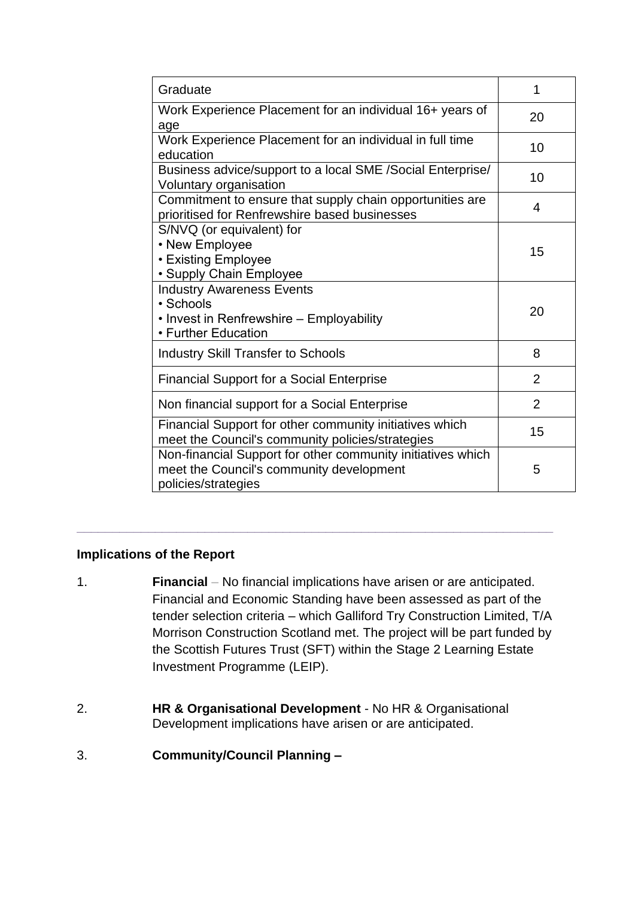| | |
|---|---|
| Graduate | 1 |
| Work Experience Placement for an individual 16+ years of age | 20 |
| Work Experience Placement for an individual in full time education | 10 |
| Business advice/support to a local SME /Social Enterprise/ Voluntary organisation | 10 |
| Commitment to ensure that supply chain opportunities are prioritised for Renfrewshire based businesses | 4 |
| S/NVQ (or equivalent) for<br>• New Employee<br>• Existing Employee<br>• Supply Chain Employee | 15 |
| Industry Awareness Events<br>• Schools<br>• Invest in Renfrewshire – Employability<br>• Further Education | 20 |
| Industry Skill Transfer to Schools | 8 |
| Financial Support for a Social Enterprise | 2 |
| Non financial support for a Social Enterprise | 2 |
| Financial Support for other community initiatives which meet the Council's community policies/strategies | 15 |
| Non-financial Support for other community initiatives which meet the Council's community development policies/strategies | 5 |

---

**Implications of the Report**

1. **Financial** – No financial implications have arisen or are anticipated. Financial and Economic Standing have been assessed as part of the tender selection criteria – which Galliford Try Construction Limited, T/A Morrison Construction Scotland met. The project will be part funded by the Scottish Futures Trust (SFT) within the Stage 2 Learning Estate Investment Programme (LEIP).

2. **HR & Organisational Development** - No HR & Organisational Development implications have arisen or are anticipated.

3. **Community/Council Planning –**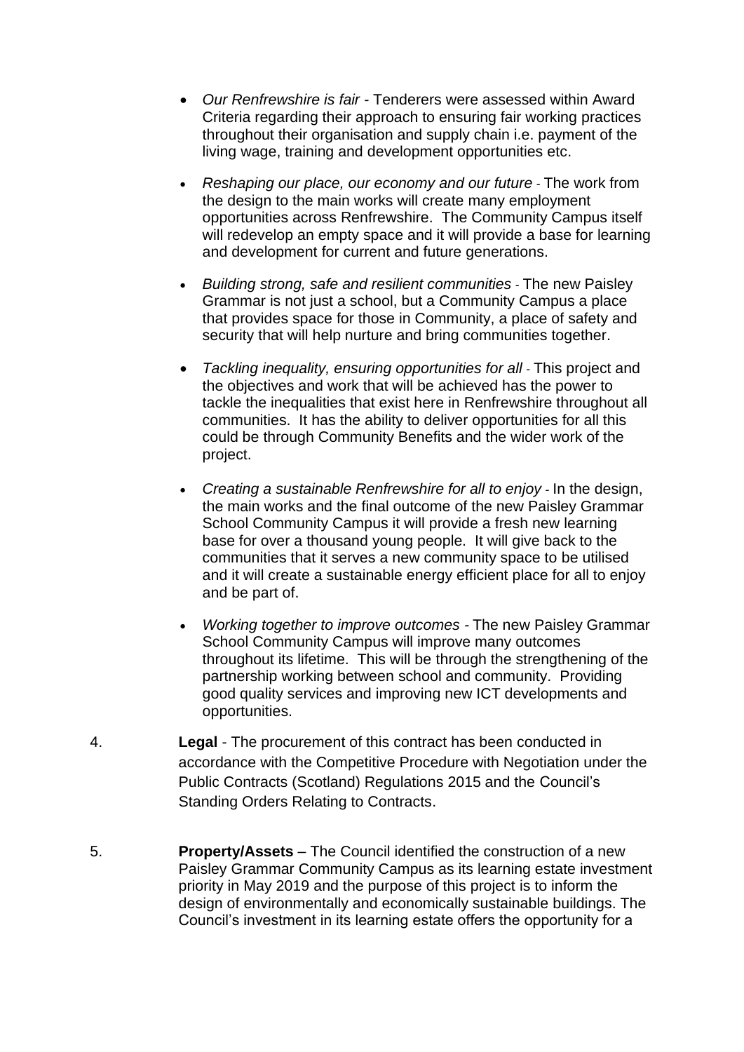- *Our Renfrewshire is fair* - Tenderers were assessed within Award Criteria regarding their approach to ensuring fair working practices throughout their organisation and supply chain i.e. payment of the living wage, training and development opportunities etc.

- *Reshaping our place, our economy and our future* - The work from the design to the main works will create many employment opportunities across Renfrewshire. The Community Campus itself will redevelop an empty space and it will provide a base for learning and development for current and future generations.

- *Building strong, safe and resilient communities* - The new Paisley Grammar is not just a school, but a Community Campus a place that provides space for those in Community, a place of safety and security that will help nurture and bring communities together.

- *Tackling inequality, ensuring opportunities for all* - This project and the objectives and work that will be achieved has the power to tackle the inequalities that exist here in Renfrewshire throughout all communities. It has the ability to deliver opportunities for all this could be through Community Benefits and the wider work of the project.

- *Creating a sustainable Renfrewshire for all to enjoy* - In the design, the main works and the final outcome of the new Paisley Grammar School Community Campus it will provide a fresh new learning base for over a thousand young people. It will give back to the communities that it serves a new community space to be utilised and it will create a sustainable energy efficient place for all to enjoy and be part of.

- *Working together to improve outcomes* - The new Paisley Grammar School Community Campus will improve many outcomes throughout its lifetime. This will be through the strengthening of the partnership working between school and community. Providing good quality services and improving new ICT developments and opportunities.

4. **Legal** - The procurement of this contract has been conducted in accordance with the Competitive Procedure with Negotiation under the Public Contracts (Scotland) Regulations 2015 and the Council's Standing Orders Relating to Contracts.

5. **Property/Assets** – The Council identified the construction of a new Paisley Grammar Community Campus as its learning estate investment priority in May 2019 and the purpose of this project is to inform the design of environmentally and economically sustainable buildings. The Council's investment in its learning estate offers the opportunity for a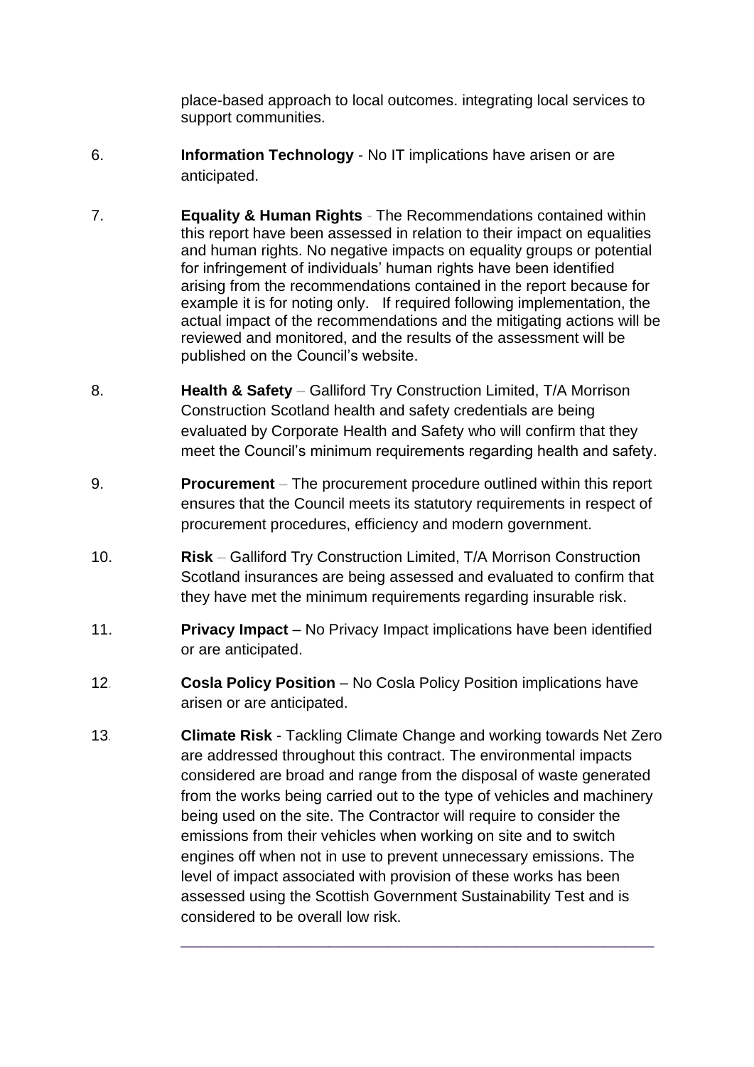place-based approach to local outcomes. integrating local services to support communities.

6. **Information Technology** - No IT implications have arisen or are anticipated.

7. **Equality & Human Rights** - The Recommendations contained within this report have been assessed in relation to their impact on equalities and human rights. No negative impacts on equality groups or potential for infringement of individuals' human rights have been identified arising from the recommendations contained in the report because for example it is for noting only. If required following implementation, the actual impact of the recommendations and the mitigating actions will be reviewed and monitored, and the results of the assessment will be published on the Council's website.

8. **Health & Safety** – Galliford Try Construction Limited, T/A Morrison Construction Scotland health and safety credentials are being evaluated by Corporate Health and Safety who will confirm that they meet the Council's minimum requirements regarding health and safety.

9. **Procurement** – The procurement procedure outlined within this report ensures that the Council meets its statutory requirements in respect of procurement procedures, efficiency and modern government.

10. **Risk** – Galliford Try Construction Limited, T/A Morrison Construction Scotland insurances are being assessed and evaluated to confirm that they have met the minimum requirements regarding insurable risk.

11. **Privacy Impact** – No Privacy Impact implications have been identified or are anticipated.

12. **Cosla Policy Position** – No Cosla Policy Position implications have arisen or are anticipated.

13. **Climate Risk** - Tackling Climate Change and working towards Net Zero are addressed throughout this contract. The environmental impacts considered are broad and range from the disposal of waste generated from the works being carried out to the type of vehicles and machinery being used on the site. The Contractor will require to consider the emissions from their vehicles when working on site and to switch engines off when not in use to prevent unnecessary emissions. The level of impact associated with provision of these works has been assessed using the Scottish Government Sustainability Test and is considered to be overall low risk.

---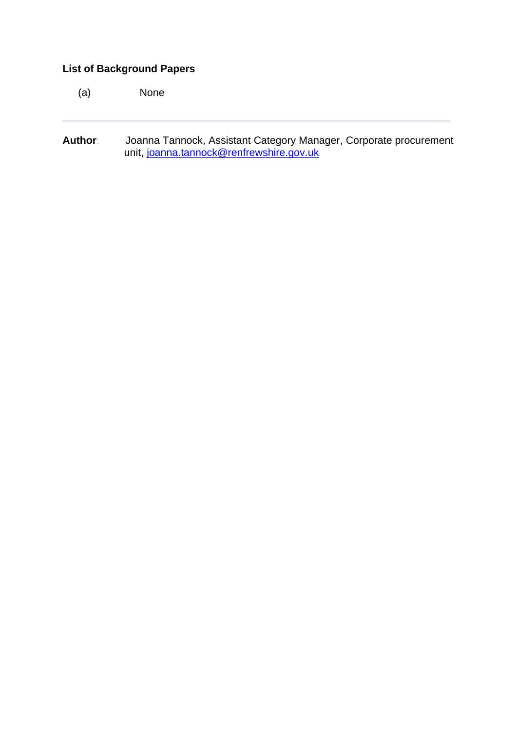**List of Background Papers**

(a) None

---

**Author**: Joanna Tannock, Assistant Category Manager, Corporate procurement unit, joanna.tannock@renfrewshire.gov.uk